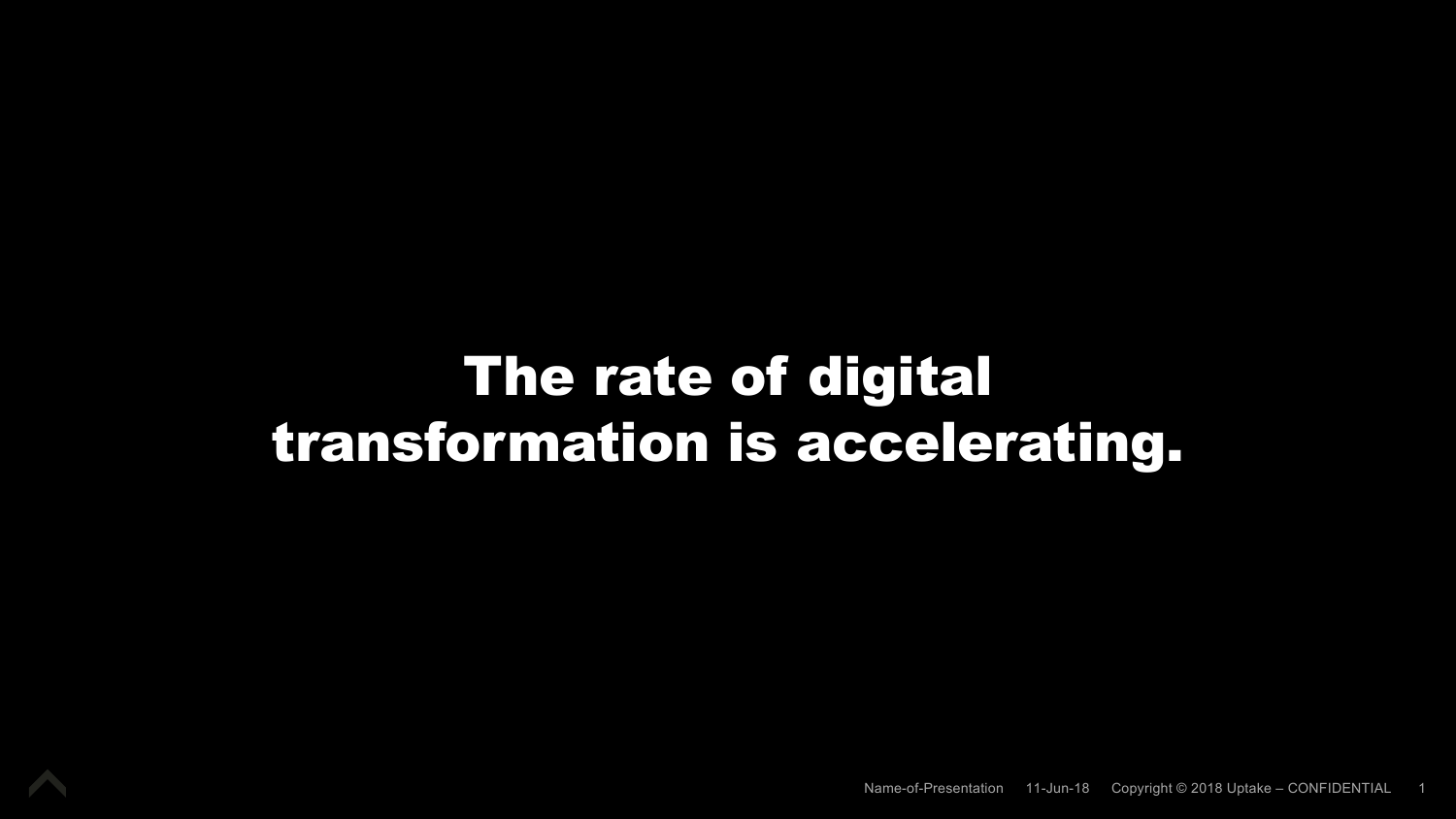# The rate of digital transformation is accelerating.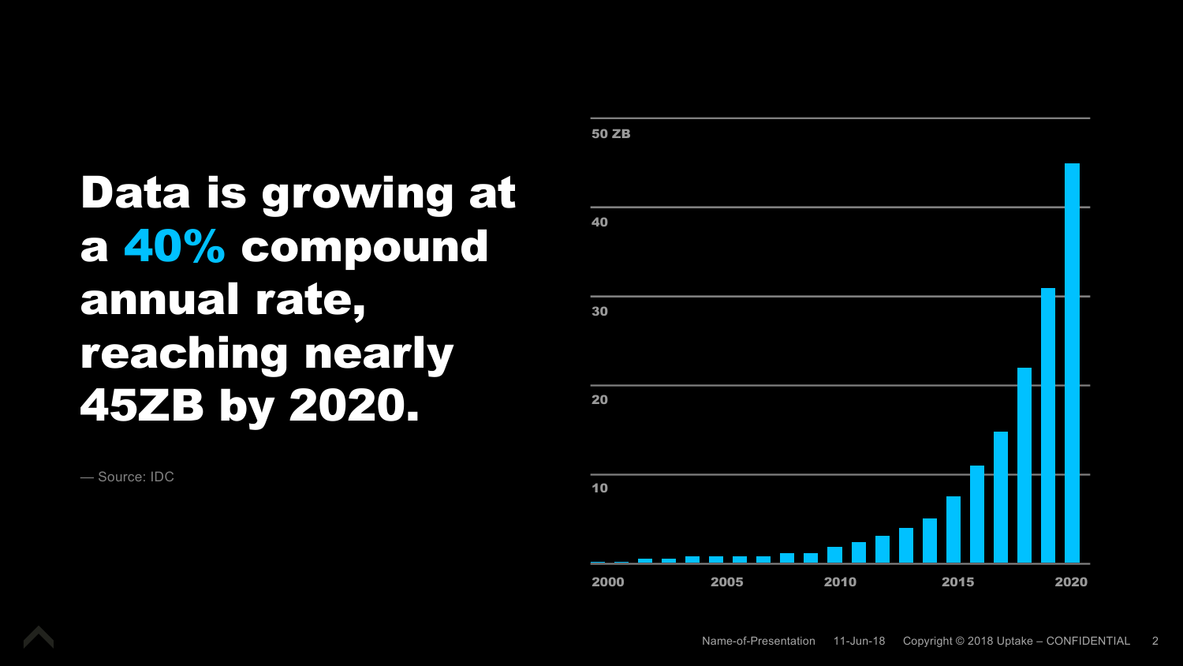# Data is growing at a **40%** compound annual rate, reaching nearly 45ZB by 2020.

— Source: IDC

50 ZB

40

30

20

10

2000 2005 2010 2015 2020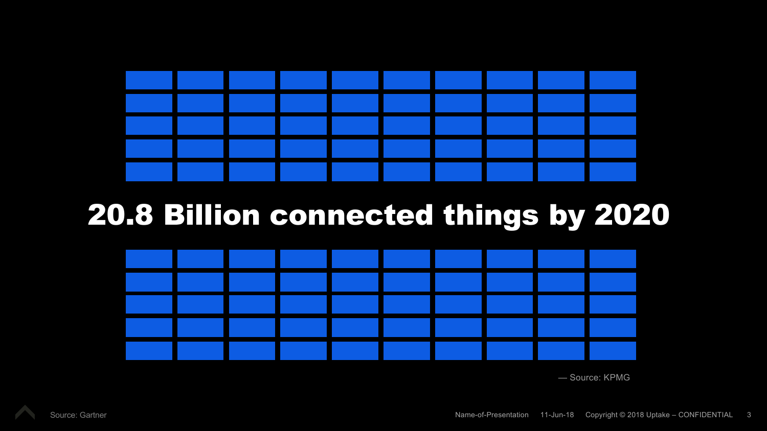# 20.8 Billion connected things by 2020

— Source: KPMG

Source: Gartner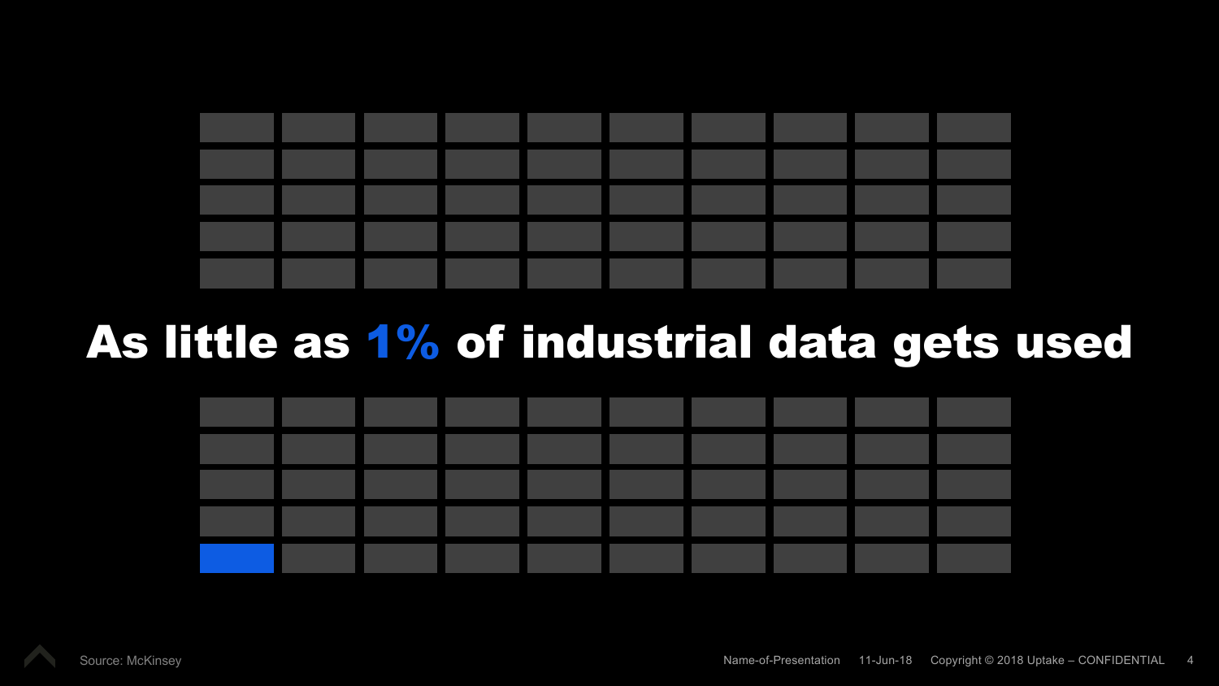# As little as 1% of industrial data gets used

Source: McKinsey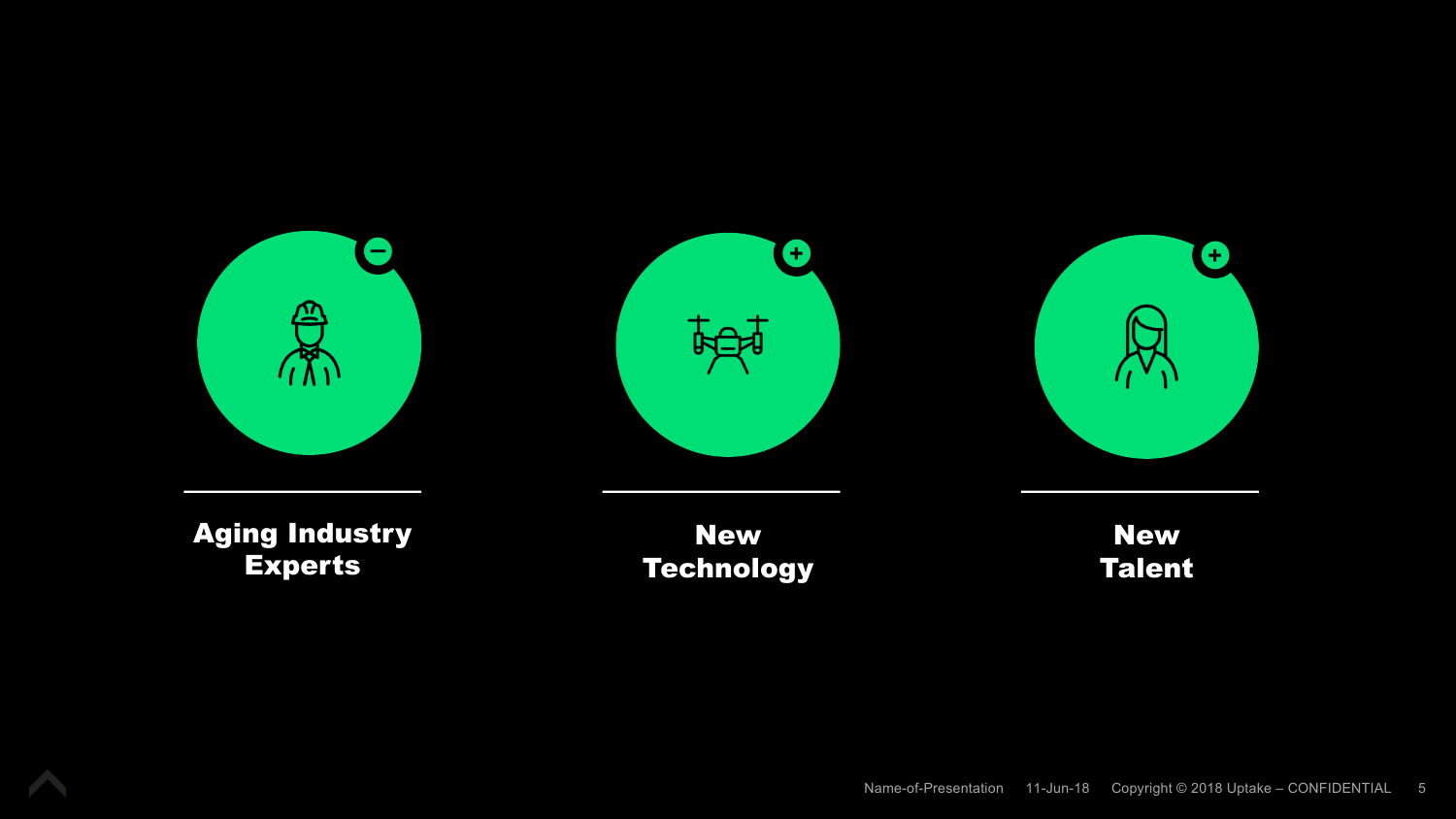**Aging Industry Experts**

**New Technology**

**New Talent**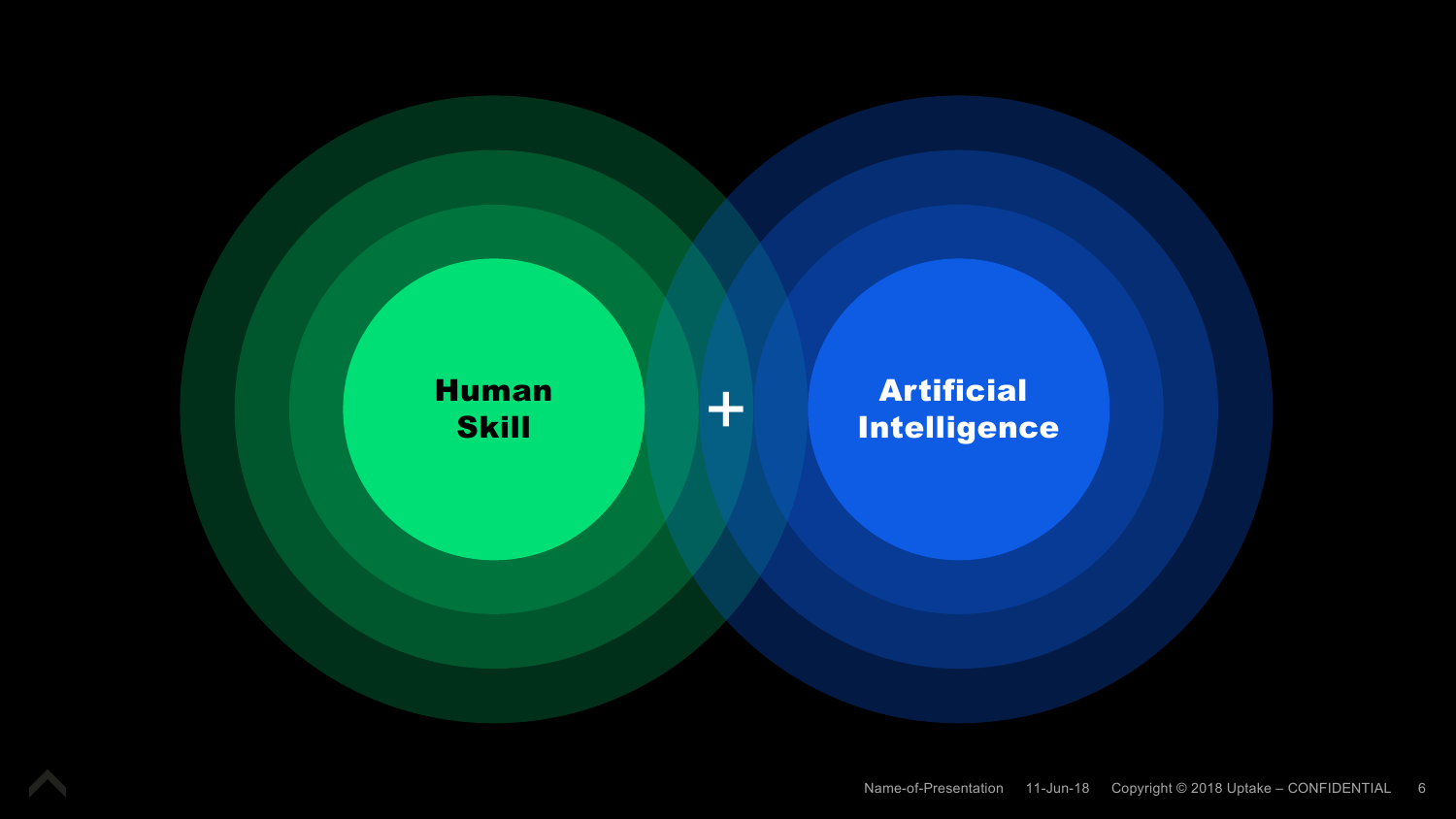**Human Skill**

**+**

**Artificial Intelligence**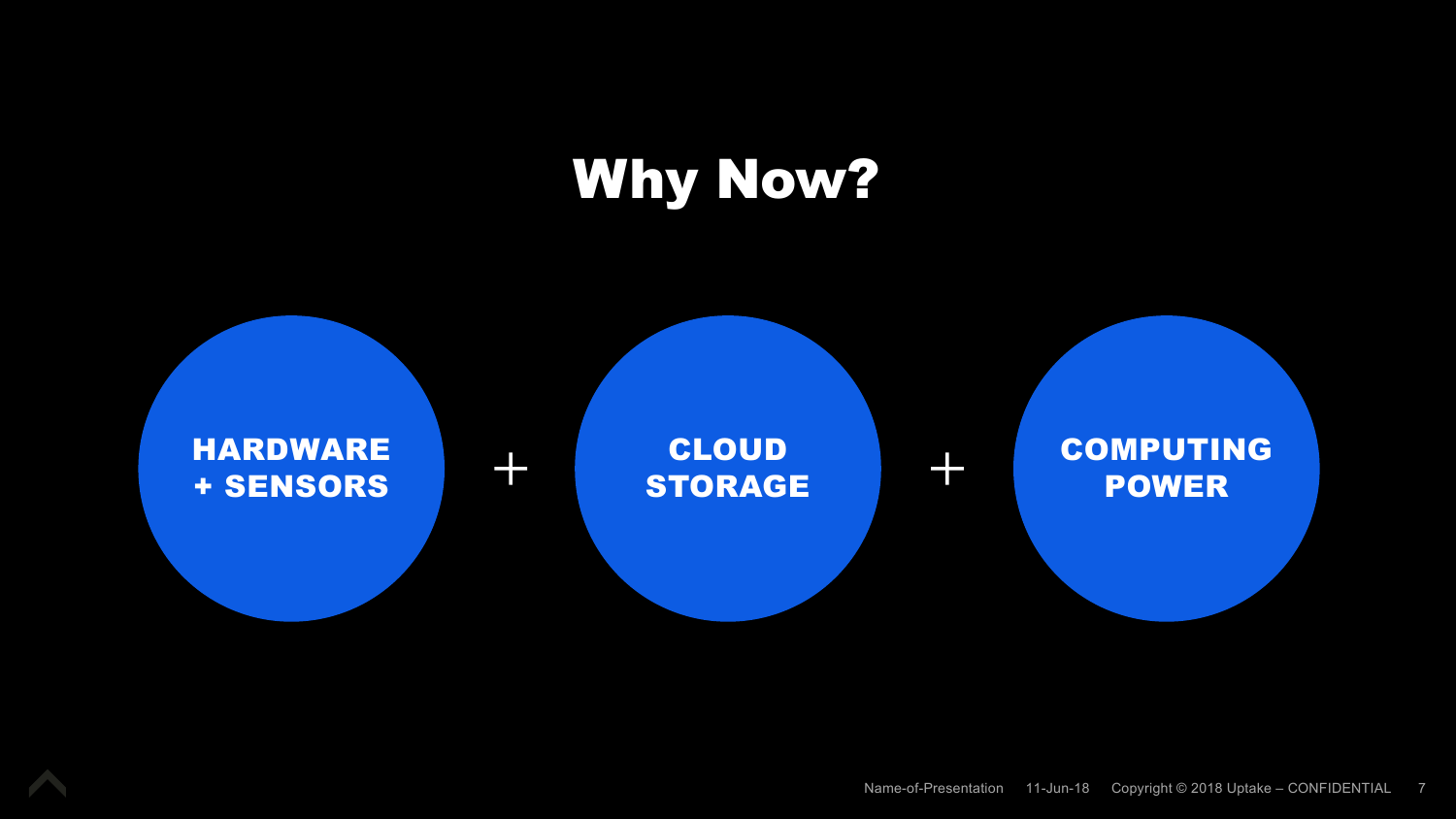# Why Now?

HARDWARE + SENSORS + CLOUD STORAGE + COMPUTING POWER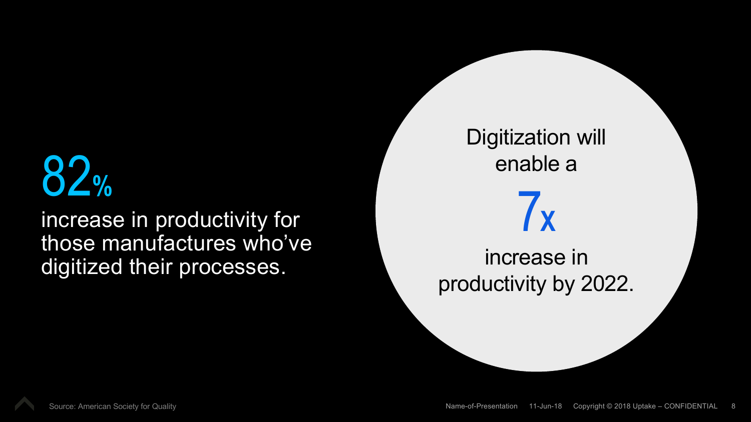**82%**

increase in productivity for those manufactures who've digitized their processes.

Digitization will enable a

**7x**

increase in productivity by 2022.

Source: American Society for Quality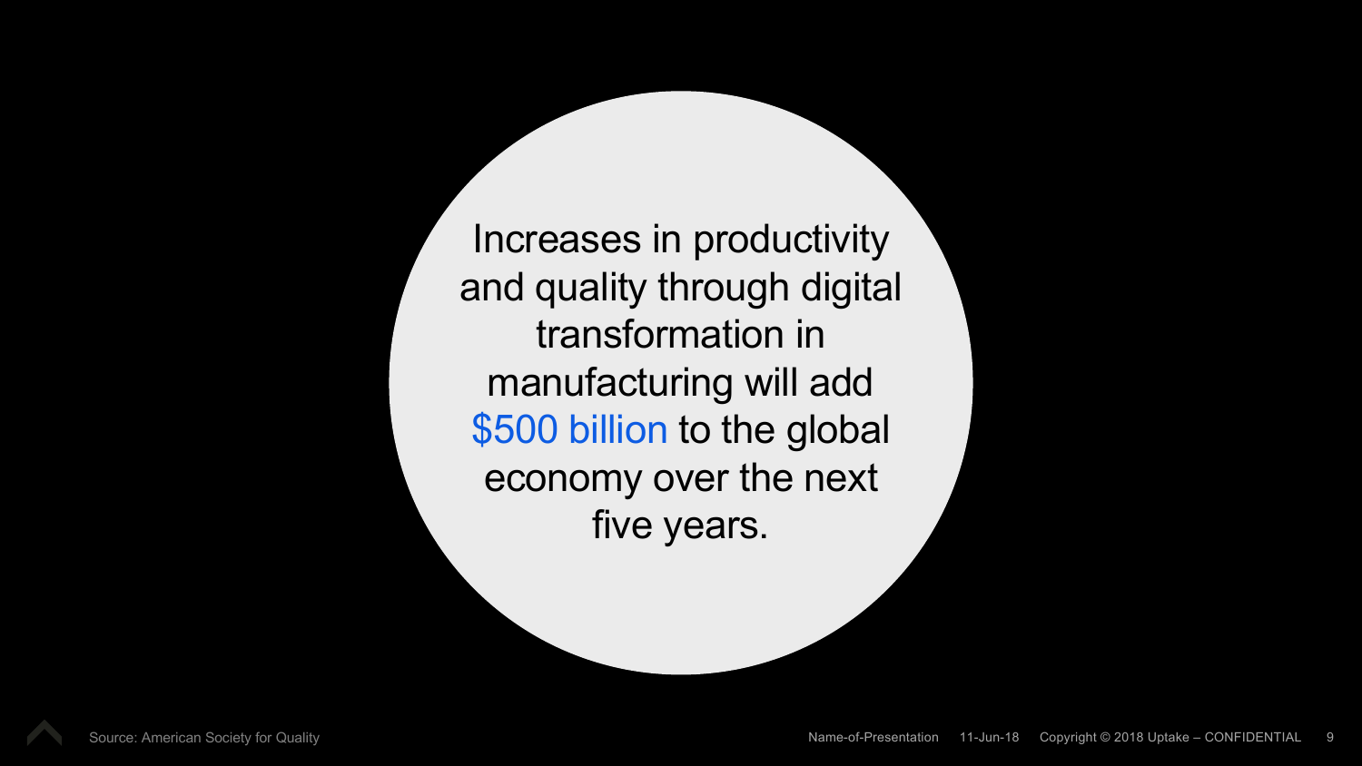Increases in productivity and quality through digital transformation in manufacturing will add $500 billion to the global economy over the next five years.

Source: American Society for Quality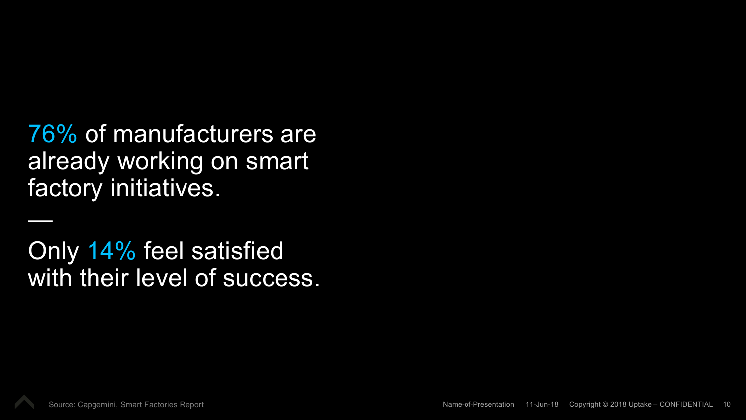76% of manufacturers are already working on smart factory initiatives.

—

Only 14% feel satisfied with their level of success.

Source: Capgemini, Smart Factories Report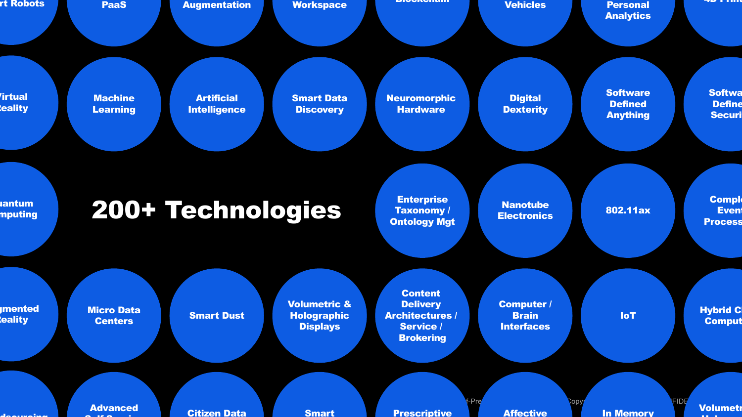# 200+ Technologies

- rt Robots
- PaaS
- Augmentation
- Workspace
- Blockchain
- Vehicles
- Personal Analytics
- 4D Printing
- Virtual Reality
- Machine Learning
- Artificial Intelligence
- Smart Data Discovery
- Neuromorphic Hardware
- Digital Dexterity
- Software Defined Anything
- Software Defined Security
- Quantum Computing
- Enterprise Taxonomy / Ontology Mgt
- Nanotube Electronics
- 802.11ax
- Complex Event Processing
- Augmented Reality
- Micro Data Centers
- Smart Dust
- Volumetric & Holographic Displays
- Content Delivery Architectures / Service / Brokering
- Computer / Brain Interfaces
- IoT
- Hybrid Cloud Computing
- Crowdsourcing
- Advanced Self-Service
- Citizen Data
- Smart
- Prescriptive
- Affective
- In Memory
- Volumetric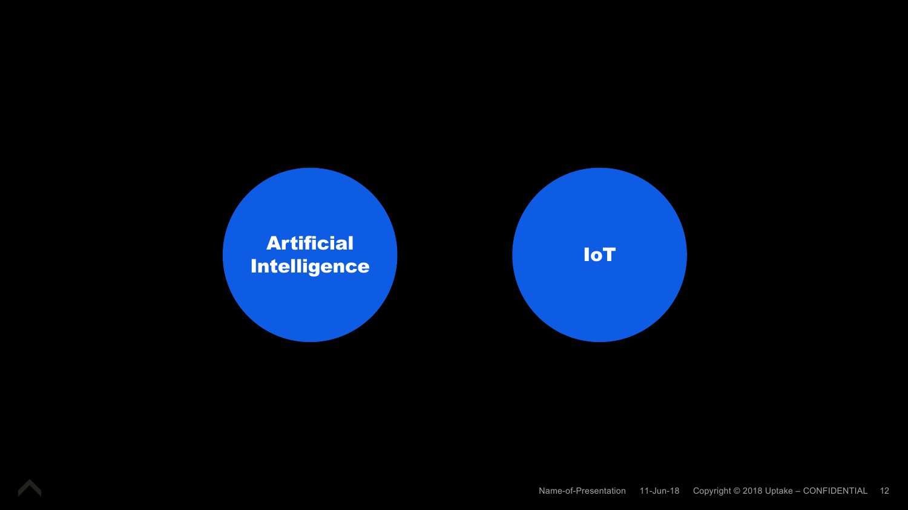Artificial Intelligence

IoT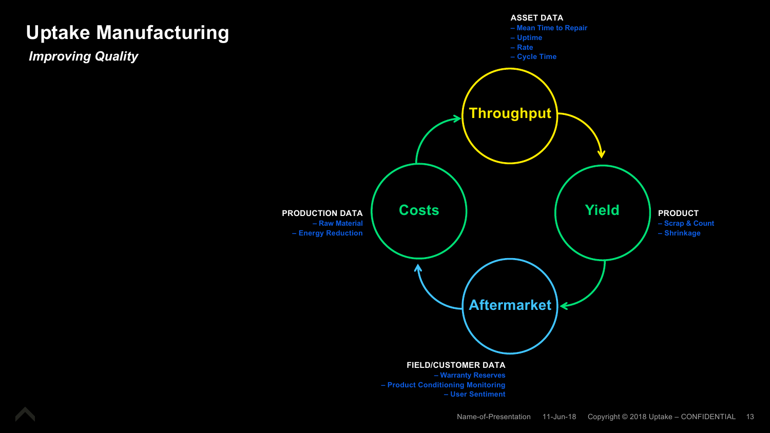# Uptake Manufacturing

*Improving Quality*

**ASSET DATA**
- Mean Time to Repair
- Uptime
- Rate
- Cycle Time

**Throughput**

**Yield**

**PRODUCT**
- Scrap & Count
- Shrinkage

**Aftermarket**

**FIELD/CUSTOMER DATA**
- Warranty Reserves
- Product Conditioning Monitoring
- User Sentiment

**Costs**

**PRODUCTION DATA**
- Raw Material
- Energy Reduction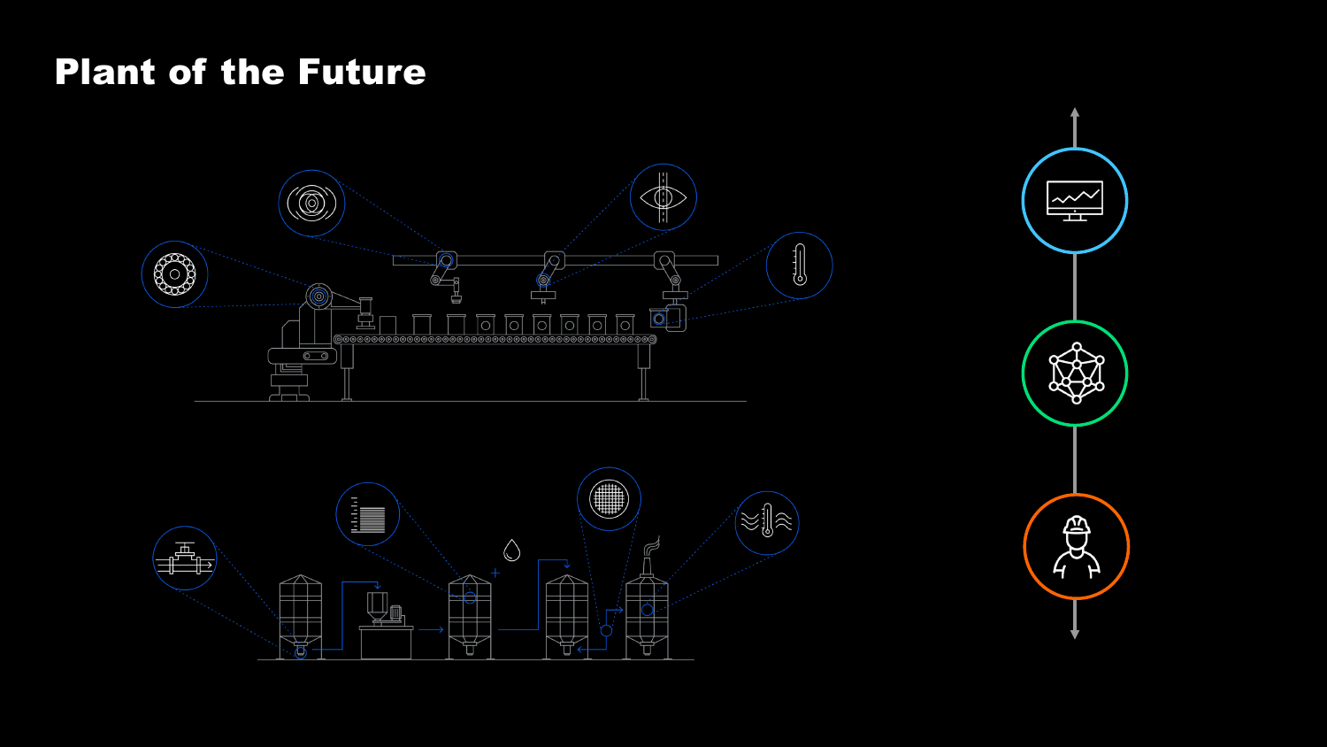# Plant of the Future